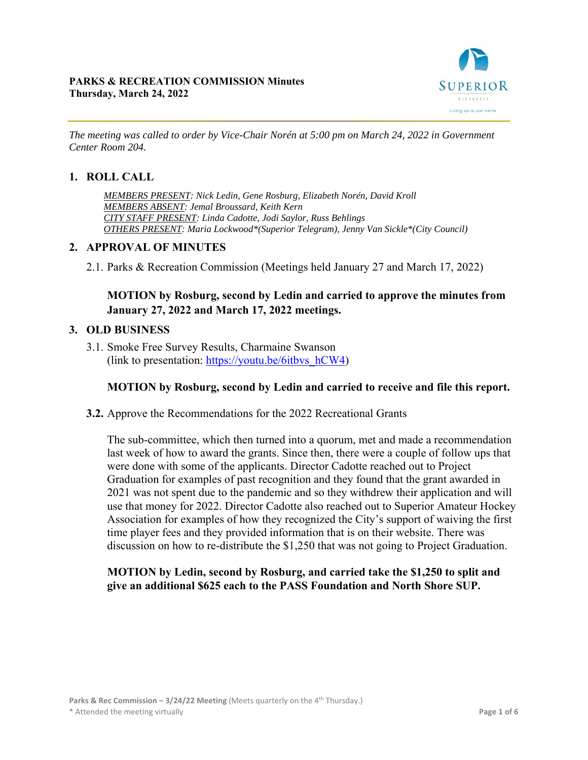**PARKS & RECREATION COMMISSION Minutes**
**Thursday, March 24, 2022**

*The meeting was called to order by Vice-Chair Norén at 5:00 pm on March 24, 2022 in Government Center Room 204.*

## 1. ROLL CALL

*MEMBERS PRESENT: Nick Ledin, Gene Rosburg, Elizabeth Norén, David Kroll*
*MEMBERS ABSENT: Jemal Broussard, Keith Kern*
*CITY STAFF PRESENT: Linda Cadotte, Jodi Saylor, Russ Behlings*
*OTHERS PRESENT: Maria Lockwood*(Superior Telegram), Jenny Van Sickle*(City Council)*

## 2. APPROVAL OF MINUTES

2.1. Parks & Recreation Commission (Meetings held January 27 and March 17, 2022)

**MOTION by Rosburg, second by Ledin and carried to approve the minutes from January 27, 2022 and March 17, 2022 meetings.**

## 3. OLD BUSINESS

3.1. Smoke Free Survey Results, Charmaine Swanson
(link to presentation: https://youtu.be/6itbvs_hCW4)

**MOTION by Rosburg, second by Ledin and carried to receive and file this report.**

**3.2.** Approve the Recommendations for the 2022 Recreational Grants

The sub-committee, which then turned into a quorum, met and made a recommendation last week of how to award the grants. Since then, there were a couple of follow ups that were done with some of the applicants. Director Cadotte reached out to Project Graduation for examples of past recognition and they found that the grant awarded in 2021 was not spent due to the pandemic and so they withdrew their application and will use that money for 2022. Director Cadotte also reached out to Superior Amateur Hockey Association for examples of how they recognized the City's support of waiving the first time player fees and they provided information that is on their website. There was discussion on how to re-distribute the $1,250 that was not going to Project Graduation.

**MOTION by Ledin, second by Rosburg, and carried take the $1,250 to split and give an additional $625 each to the PASS Foundation and North Shore SUP.**

Parks & Rec Commission – 3/24/22 Meeting (Meets quarterly on the 4th Thursday.)
* Attended the meeting virtually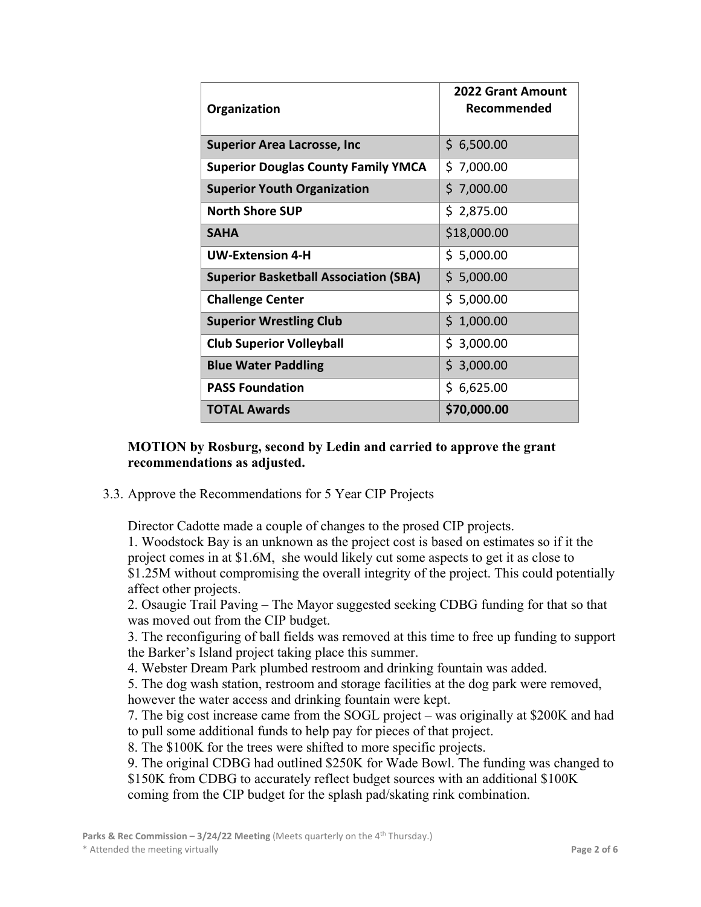| Organization | 2022 Grant Amount Recommended |
|---|---|
| **Superior Area Lacrosse, Inc** | $ 6,500.00 |
| **Superior Douglas County Family YMCA** | $ 7,000.00 |
| **Superior Youth Organization** | $ 7,000.00 |
| **North Shore SUP** | $ 2,875.00 |
| **SAHA** | $18,000.00 |
| **UW-Extension 4-H** | $ 5,000.00 |
| **Superior Basketball Association (SBA)** | $ 5,000.00 |
| **Challenge Center** | $ 5,000.00 |
| **Superior Wrestling Club** | $ 1,000.00 |
| **Club Superior Volleyball** | $ 3,000.00 |
| **Blue Water Paddling** | $ 3,000.00 |
| **PASS Foundation** | $ 6,625.00 |
| **TOTAL Awards** | **$70,000.00** |

**MOTION by Rosburg, second by Ledin and carried to approve the grant recommendations as adjusted.**

3.3. Approve the Recommendations for 5 Year CIP Projects

Director Cadotte made a couple of changes to the prosed CIP projects.

1. Woodstock Bay is an unknown as the project cost is based on estimates so if it the project comes in at $1.6M, she would likely cut some aspects to get it as close to $1.25M without compromising the overall integrity of the project. This could potentially affect other projects.
2. Osaugie Trail Paving – The Mayor suggested seeking CDBG funding for that so that was moved out from the CIP budget.
3. The reconfiguring of ball fields was removed at this time to free up funding to support the Barker's Island project taking place this summer.
4. Webster Dream Park plumbed restroom and drinking fountain was added.
5. The dog wash station, restroom and storage facilities at the dog park were removed, however the water access and drinking fountain were kept.

7. The big cost increase came from the SOGL project – was originally at $200K and had to pull some additional funds to help pay for pieces of that project.
8. The $100K for the trees were shifted to more specific projects.
9. The original CDBG had outlined $250K for Wade Bowl. The funding was changed to $150K from CDBG to accurately reflect budget sources with an additional $100K coming from the CIP budget for the splash pad/skating rink combination.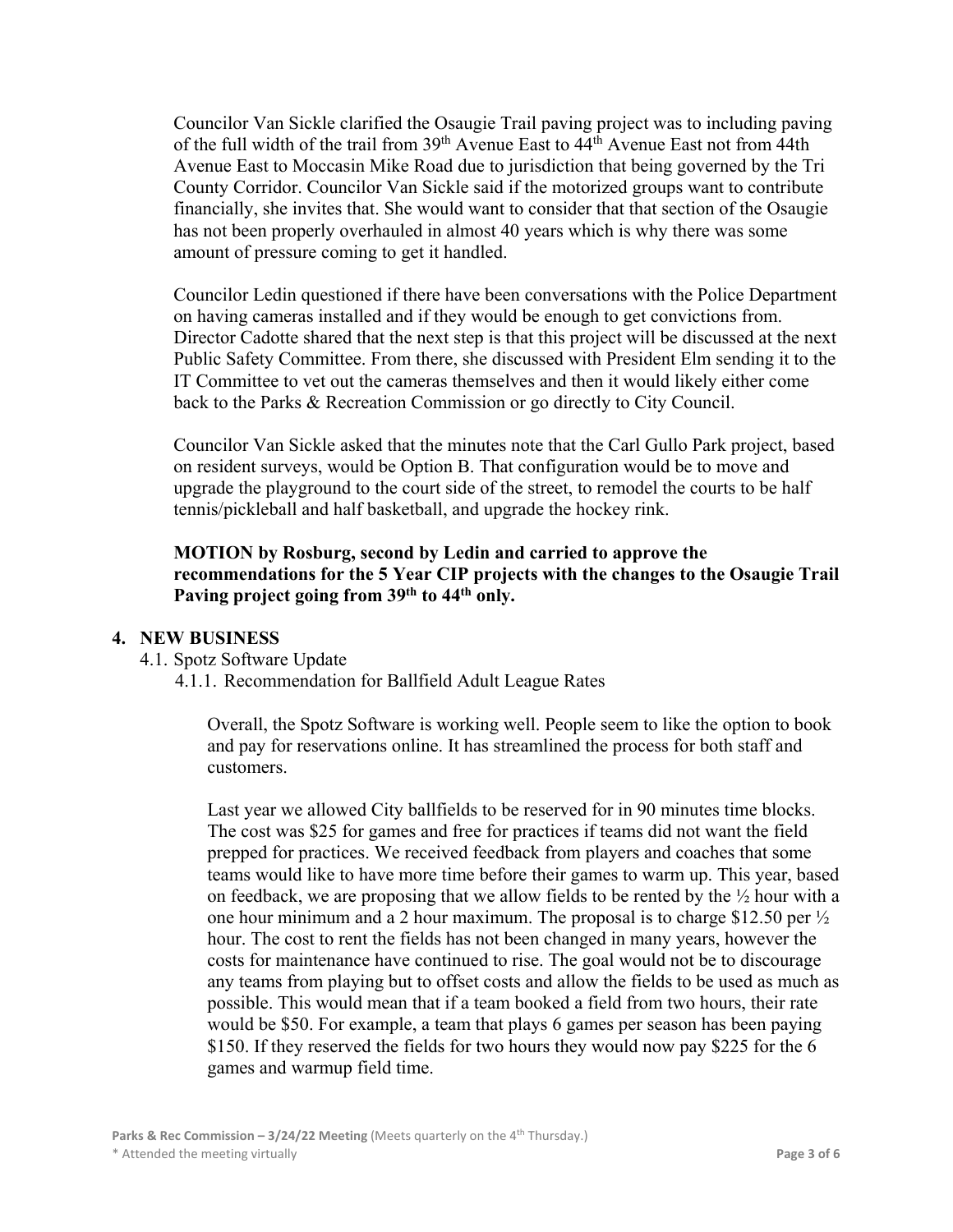Councilor Van Sickle clarified the Osaugie Trail paving project was to including paving of the full width of the trail from 39th Avenue East to 44th Avenue East not from 44th Avenue East to Moccasin Mike Road due to jurisdiction that being governed by the Tri County Corridor. Councilor Van Sickle said if the motorized groups want to contribute financially, she invites that. She would want to consider that that section of the Osaugie has not been properly overhauled in almost 40 years which is why there was some amount of pressure coming to get it handled.

Councilor Ledin questioned if there have been conversations with the Police Department on having cameras installed and if they would be enough to get convictions from. Director Cadotte shared that the next step is that this project will be discussed at the next Public Safety Committee. From there, she discussed with President Elm sending it to the IT Committee to vet out the cameras themselves and then it would likely either come back to the Parks & Recreation Commission or go directly to City Council.

Councilor Van Sickle asked that the minutes note that the Carl Gullo Park project, based on resident surveys, would be Option B. That configuration would be to move and upgrade the playground to the court side of the street, to remodel the courts to be half tennis/pickleball and half basketball, and upgrade the hockey rink.

**MOTION by Rosburg, second by Ledin and carried to approve the recommendations for the 5 Year CIP projects with the changes to the Osaugie Trail Paving project going from 39th to 44th only.**

## 4. NEW BUSINESS

4.1. Spotz Software Update

4.1.1. Recommendation for Ballfield Adult League Rates

Overall, the Spotz Software is working well. People seem to like the option to book and pay for reservations online. It has streamlined the process for both staff and customers.

Last year we allowed City ballfields to be reserved for in 90 minutes time blocks. The cost was $25 for games and free for practices if teams did not want the field prepped for practices. We received feedback from players and coaches that some teams would like to have more time before their games to warm up. This year, based on feedback, we are proposing that we allow fields to be rented by the ½ hour with a one hour minimum and a 2 hour maximum. The proposal is to charge $12.50 per ½ hour. The cost to rent the fields has not been changed in many years, however the costs for maintenance have continued to rise. The goal would not be to discourage any teams from playing but to offset costs and allow the fields to be used as much as possible. This would mean that if a team booked a field from two hours, their rate would be $50. For example, a team that plays 6 games per season has been paying $150. If they reserved the fields for two hours they would now pay $225 for the 6 games and warmup field time.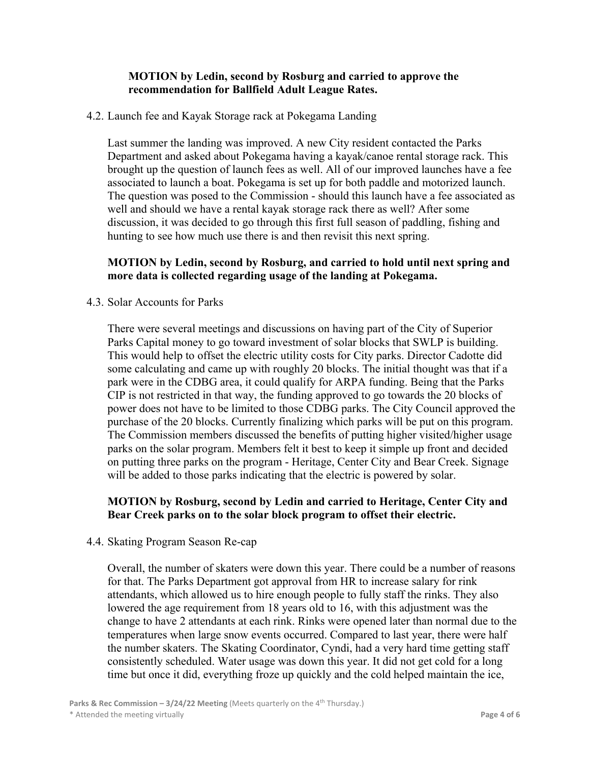**MOTION by Ledin, second by Rosburg and carried to approve the recommendation for Ballfield Adult League Rates.**

4.2. Launch fee and Kayak Storage rack at Pokegama Landing

Last summer the landing was improved. A new City resident contacted the Parks Department and asked about Pokegama having a kayak/canoe rental storage rack. This brought up the question of launch fees as well. All of our improved launches have a fee associated to launch a boat. Pokegama is set up for both paddle and motorized launch. The question was posed to the Commission - should this launch have a fee associated as well and should we have a rental kayak storage rack there as well? After some discussion, it was decided to go through this first full season of paddling, fishing and hunting to see how much use there is and then revisit this next spring.

**MOTION by Ledin, second by Rosburg, and carried to hold until next spring and more data is collected regarding usage of the landing at Pokegama.**

4.3. Solar Accounts for Parks

There were several meetings and discussions on having part of the City of Superior Parks Capital money to go toward investment of solar blocks that SWLP is building. This would help to offset the electric utility costs for City parks. Director Cadotte did some calculating and came up with roughly 20 blocks. The initial thought was that if a park were in the CDBG area, it could qualify for ARPA funding. Being that the Parks CIP is not restricted in that way, the funding approved to go towards the 20 blocks of power does not have to be limited to those CDBG parks. The City Council approved the purchase of the 20 blocks. Currently finalizing which parks will be put on this program. The Commission members discussed the benefits of putting higher visited/higher usage parks on the solar program. Members felt it best to keep it simple up front and decided on putting three parks on the program - Heritage, Center City and Bear Creek. Signage will be added to those parks indicating that the electric is powered by solar.

**MOTION by Rosburg, second by Ledin and carried to Heritage, Center City and Bear Creek parks on to the solar block program to offset their electric.**

4.4. Skating Program Season Re-cap

Overall, the number of skaters were down this year. There could be a number of reasons for that. The Parks Department got approval from HR to increase salary for rink attendants, which allowed us to hire enough people to fully staff the rinks. They also lowered the age requirement from 18 years old to 16, with this adjustment was the change to have 2 attendants at each rink. Rinks were opened later than normal due to the temperatures when large snow events occurred. Compared to last year, there were half the number skaters. The Skating Coordinator, Cyndi, had a very hard time getting staff consistently scheduled. Water usage was down this year. It did not get cold for a long time but once it did, everything froze up quickly and the cold helped maintain the ice,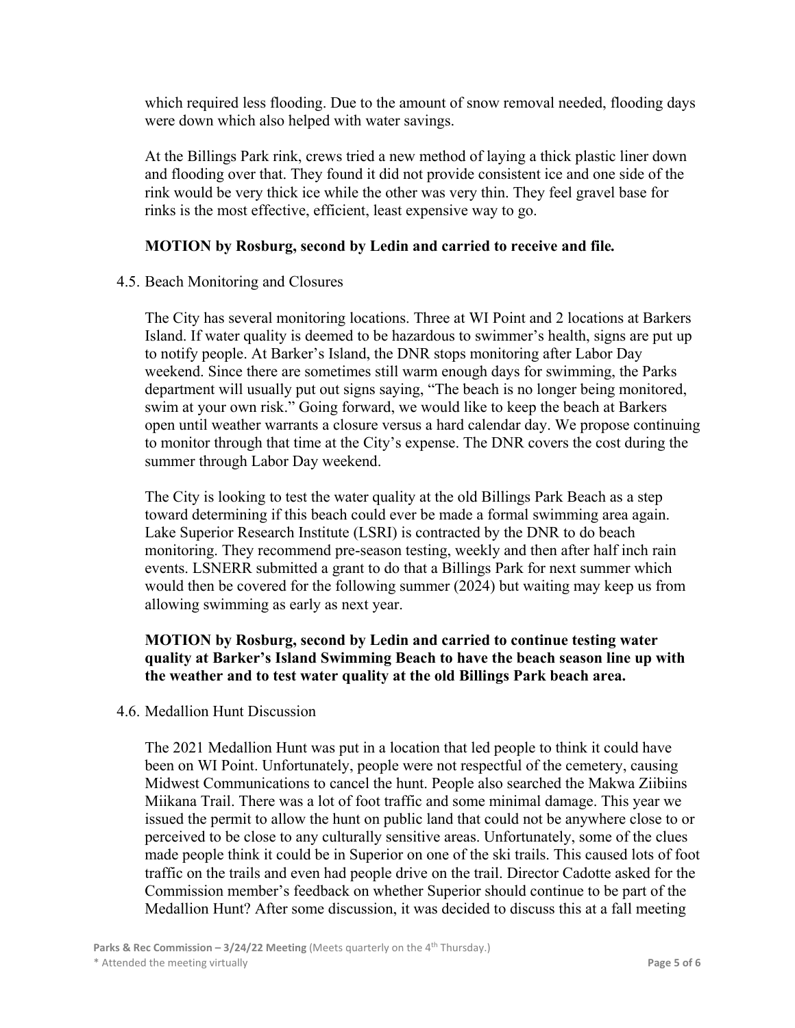which required less flooding. Due to the amount of snow removal needed, flooding days were down which also helped with water savings.

At the Billings Park rink, crews tried a new method of laying a thick plastic liner down and flooding over that. They found it did not provide consistent ice and one side of the rink would be very thick ice while the other was very thin. They feel gravel base for rinks is the most effective, efficient, least expensive way to go.

**MOTION by Rosburg, second by Ledin and carried to receive and file.**

4.5. Beach Monitoring and Closures

The City has several monitoring locations. Three at WI Point and 2 locations at Barkers Island. If water quality is deemed to be hazardous to swimmer's health, signs are put up to notify people. At Barker's Island, the DNR stops monitoring after Labor Day weekend. Since there are sometimes still warm enough days for swimming, the Parks department will usually put out signs saying, "The beach is no longer being monitored, swim at your own risk." Going forward, we would like to keep the beach at Barkers open until weather warrants a closure versus a hard calendar day. We propose continuing to monitor through that time at the City's expense. The DNR covers the cost during the summer through Labor Day weekend.

The City is looking to test the water quality at the old Billings Park Beach as a step toward determining if this beach could ever be made a formal swimming area again. Lake Superior Research Institute (LSRI) is contracted by the DNR to do beach monitoring. They recommend pre-season testing, weekly and then after half inch rain events. LSNERR submitted a grant to do that a Billings Park for next summer which would then be covered for the following summer (2024) but waiting may keep us from allowing swimming as early as next year.

**MOTION by Rosburg, second by Ledin and carried to continue testing water quality at Barker's Island Swimming Beach to have the beach season line up with the weather and to test water quality at the old Billings Park beach area.**

4.6. Medallion Hunt Discussion

The 2021 Medallion Hunt was put in a location that led people to think it could have been on WI Point. Unfortunately, people were not respectful of the cemetery, causing Midwest Communications to cancel the hunt. People also searched the Makwa Ziibiins Miikana Trail. There was a lot of foot traffic and some minimal damage. This year we issued the permit to allow the hunt on public land that could not be anywhere close to or perceived to be close to any culturally sensitive areas. Unfortunately, some of the clues made people think it could be in Superior on one of the ski trails. This caused lots of foot traffic on the trails and even had people drive on the trail. Director Cadotte asked for the Commission member's feedback on whether Superior should continue to be part of the Medallion Hunt? After some discussion, it was decided to discuss this at a fall meeting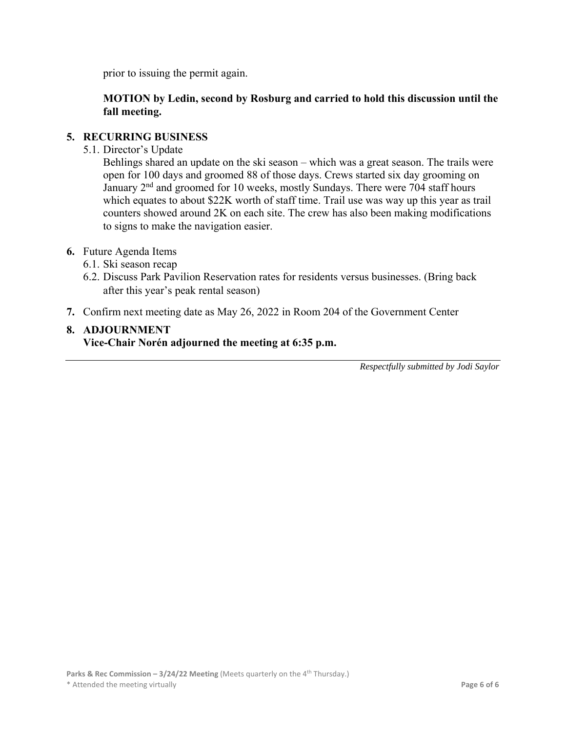prior to issuing the permit again.

**MOTION by Ledin, second by Rosburg and carried to hold this discussion until the fall meeting.**

**5. RECURRING BUSINESS**

5.1. Director's Update

Behlings shared an update on the ski season – which was a great season. The trails were open for 100 days and groomed 88 of those days. Crews started six day grooming on January 2nd and groomed for 10 weeks, mostly Sundays. There were 704 staff hours which equates to about $22K worth of staff time. Trail use was way up this year as trail counters showed around 2K on each site. The crew has also been making modifications to signs to make the navigation easier.

**6.** Future Agenda Items

6.1. Ski season recap

6.2. Discuss Park Pavilion Reservation rates for residents versus businesses. (Bring back after this year's peak rental season)

**7.** Confirm next meeting date as May 26, 2022 in Room 204 of the Government Center

**8. ADJOURNMENT**

**Vice-Chair Norén adjourned the meeting at 6:35 p.m.**

---

*Respectfully submitted by Jodi Saylor*

\* Attended the meeting virtually